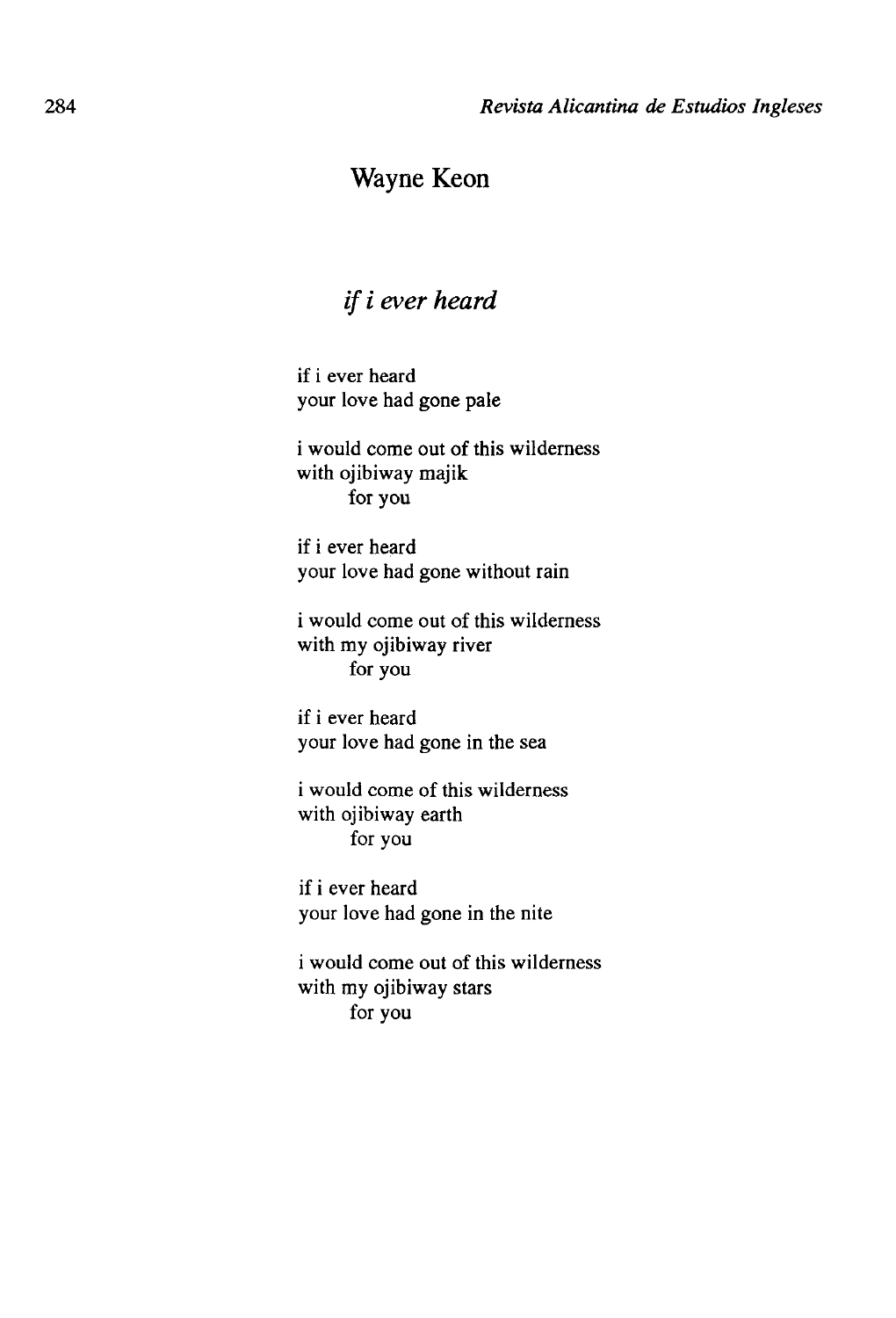## Wayne Keon

### *if i ever heard*

if i ever heard
your love had gone pale

i would come out of this wilderness
with ojibiway majik
        for you

if i ever heard
your love had gone without rain

i would come out of this wilderness
with my ojibiway river
        for you

if i ever heard
your love had gone in the sea

i would come of this wilderness
with ojibiway earth
        for you

if i ever heard
your love had gone in the nite

i would come out of this wilderness
with my ojibiway stars
        for you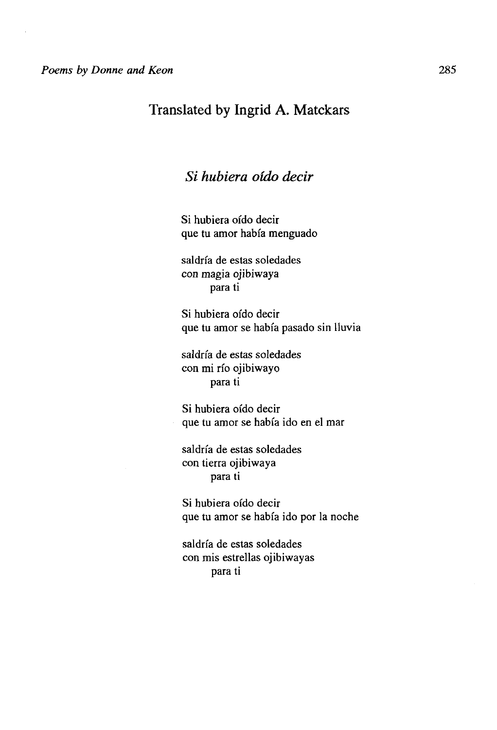## Translated by Ingrid A. Matckars

### *Si hubiera oído decir*

Si hubiera oído decir
que tu amor había menguado

saldría de estas soledades
con magia ojibiwaya
    para ti

Si hubiera oído decir
que tu amor se había pasado sin lluvia

saldría de estas soledades
con mi río ojibiwayo
    para ti

Si hubiera oído decir
que tu amor se había ido en el mar

saldría de estas soledades
con tierra ojibiwaya
    para ti

Si hubiera oído decir
que tu amor se había ido por la noche

saldría de estas soledades
con mis estrellas ojibiwayas
    para ti